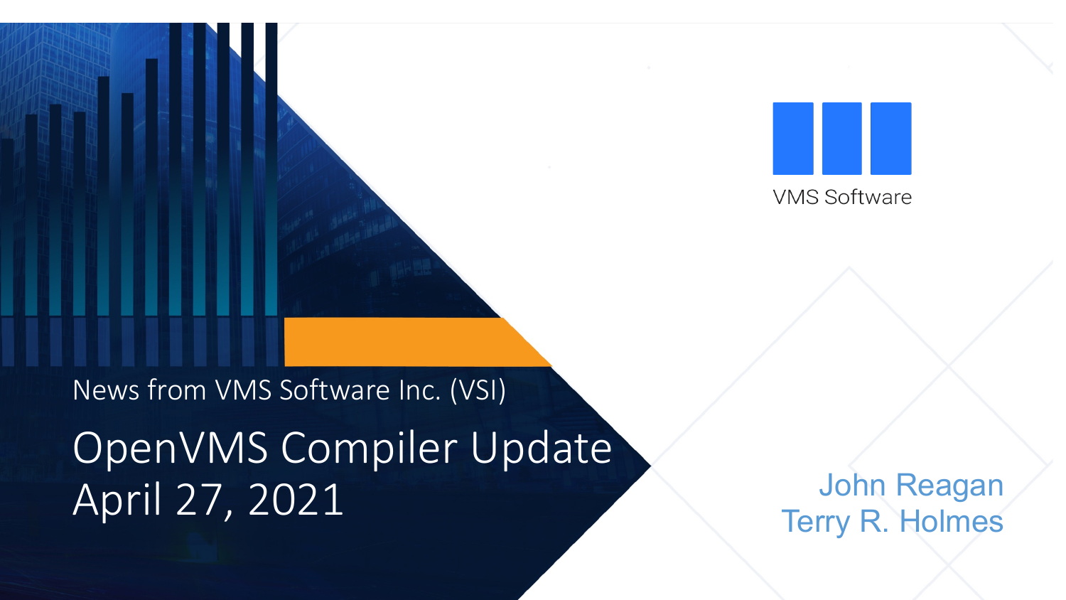VMS Software

News from VMS Software Inc. (VSI)

# OpenVMS Compiler Update
# April 27, 2021

John Reagan
Terry R. Holmes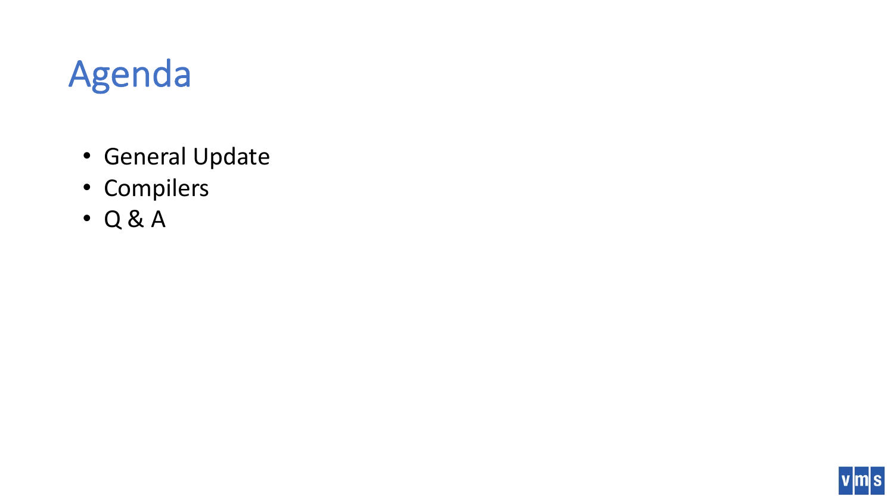# Agenda

- General Update
- Compilers
- Q & A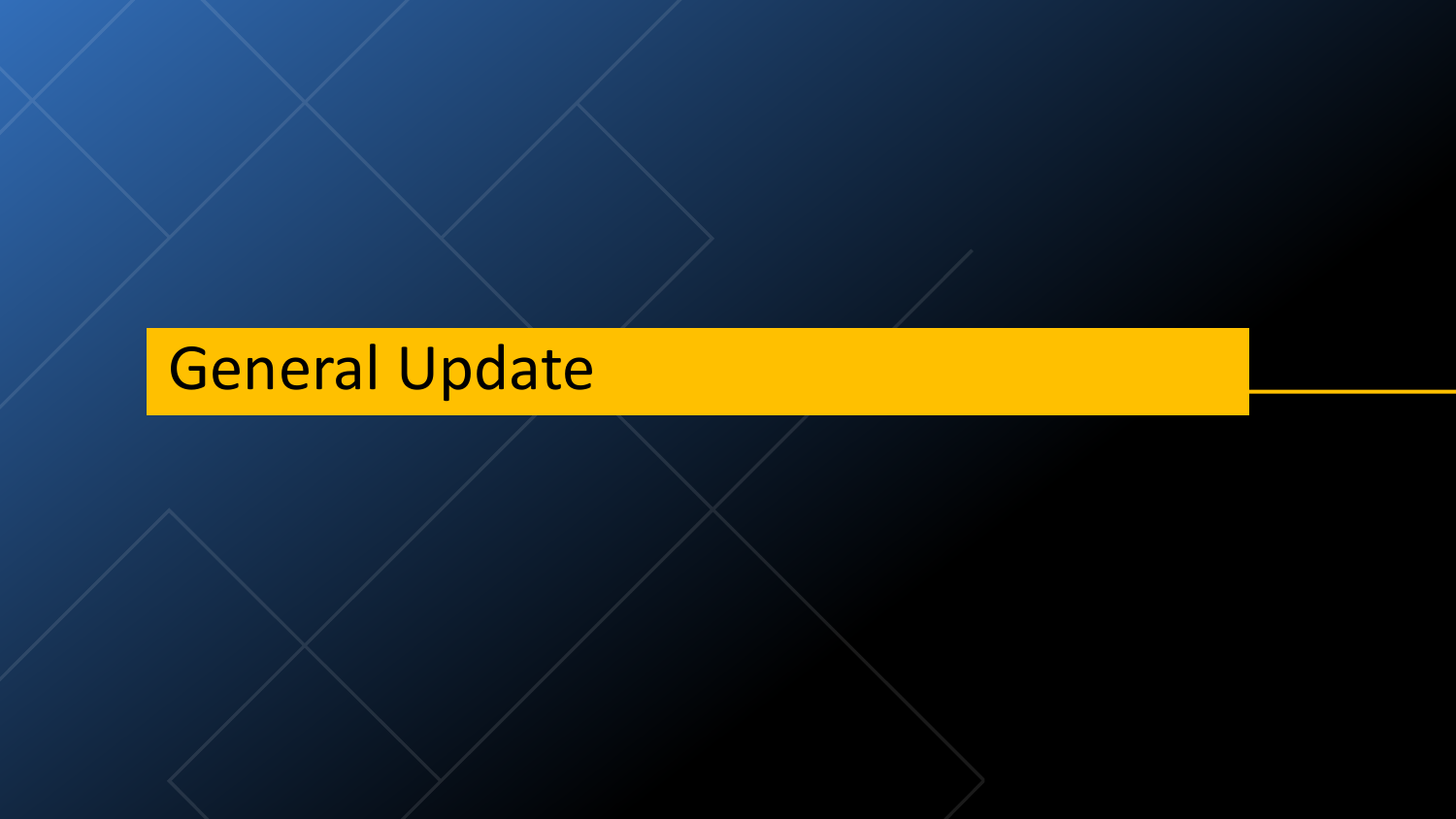# General Update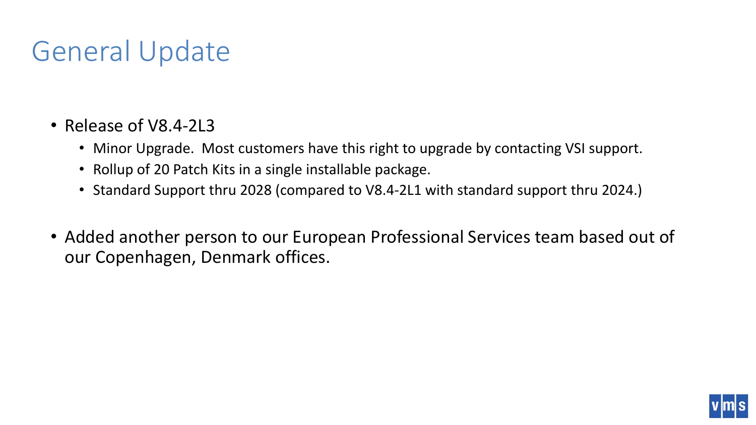# General Update

- Release of V8.4-2L3
  - Minor Upgrade.  Most customers have this right to upgrade by contacting VSI support.
  - Rollup of 20 Patch Kits in a single installable package.
  - Standard Support thru 2028 (compared to V8.4-2L1 with standard support thru 2024.)

- Added another person to our European Professional Services team based out of our Copenhagen, Denmark offices.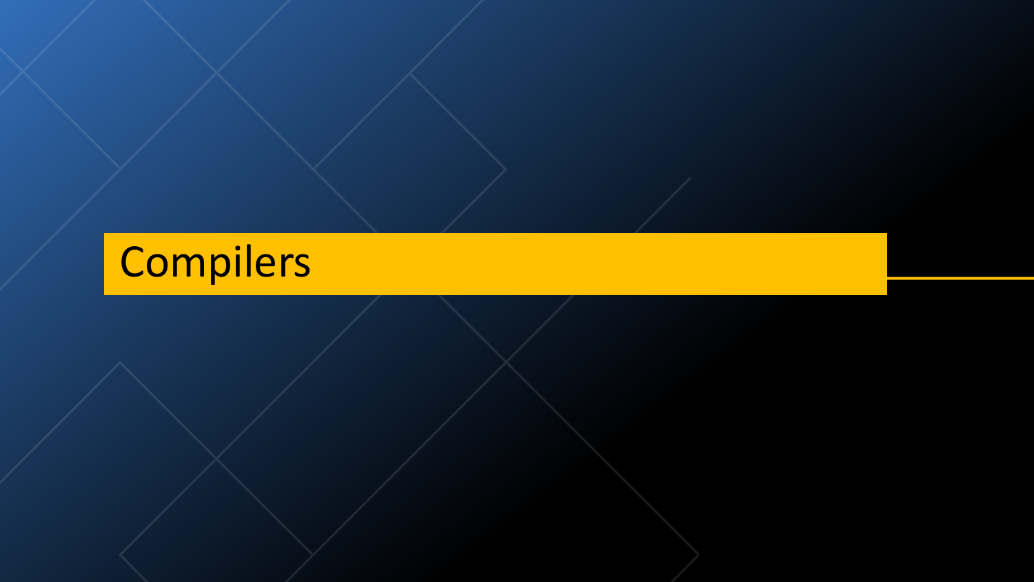# Compilers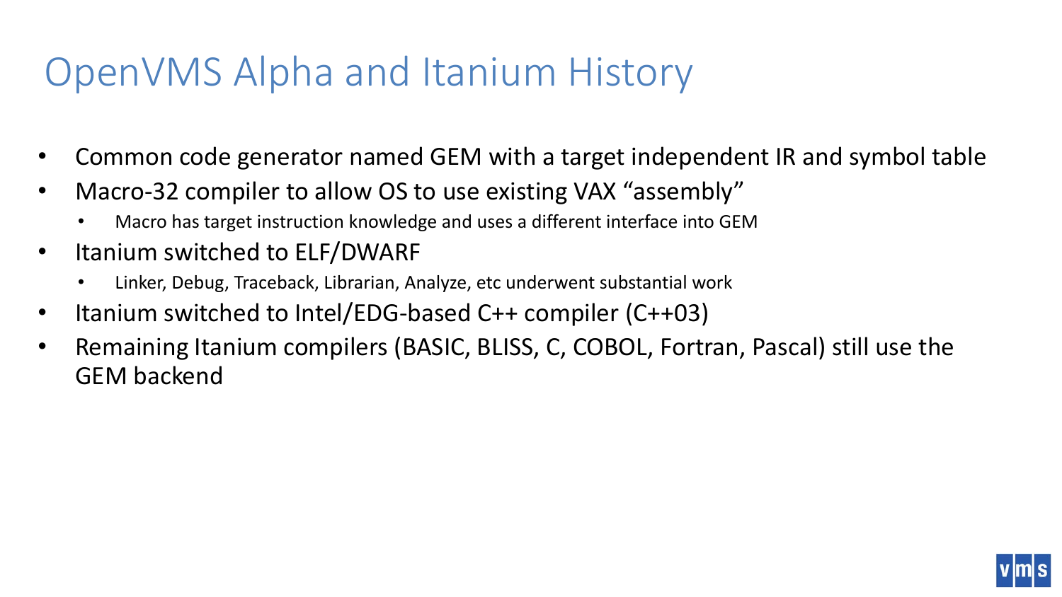# OpenVMS Alpha and Itanium History

- Common code generator named GEM with a target independent IR and symbol table
- Macro-32 compiler to allow OS to use existing VAX "assembly"
  - Macro has target instruction knowledge and uses a different interface into GEM
- Itanium switched to ELF/DWARF
  - Linker, Debug, Traceback, Librarian, Analyze, etc underwent substantial work
- Itanium switched to Intel/EDG-based C++ compiler (C++03)
- Remaining Itanium compilers (BASIC, BLISS, C, COBOL, Fortran, Pascal) still use the GEM backend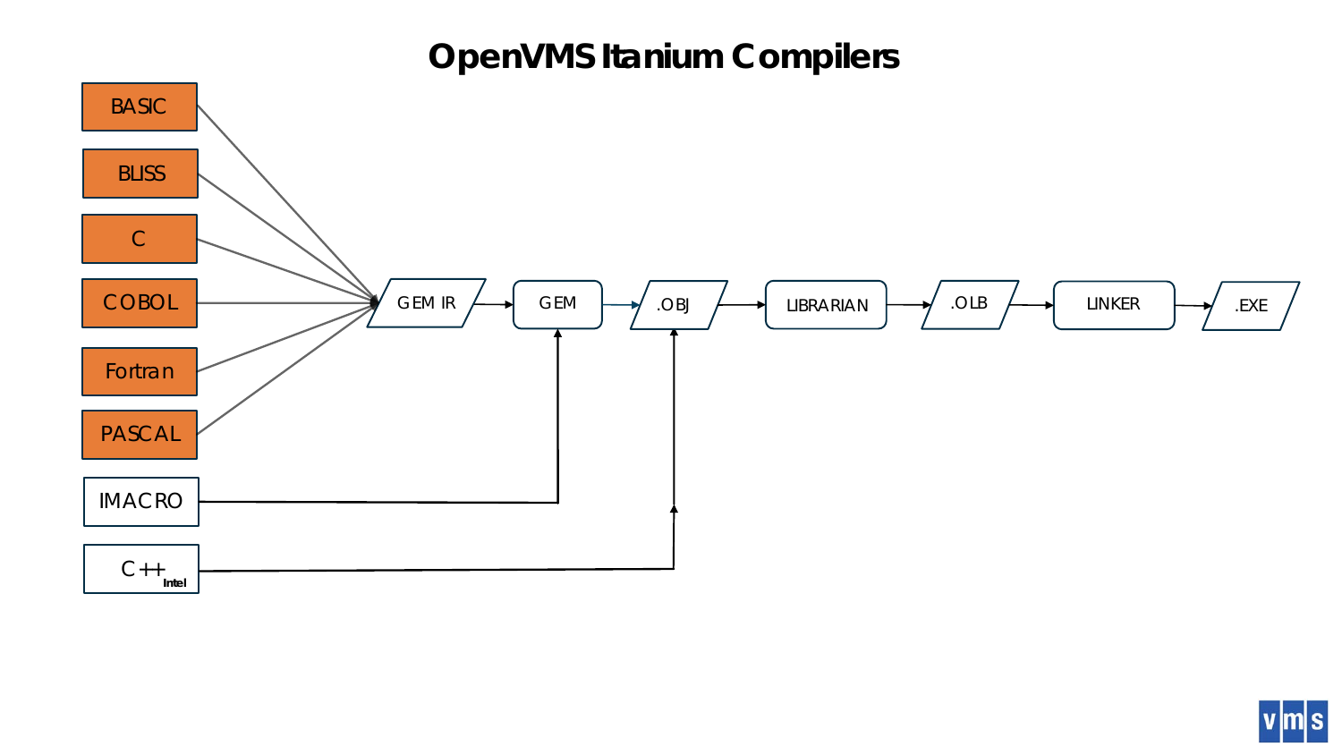# OpenVMS Itanium Compilers

BASIC

BLISS

C

COBOL

Fortran

PASCAL

IMACRO

C++ Intel

GEM IR

GEM

.OBJ

LIBRARIAN

.OLB

LINKER

.EXE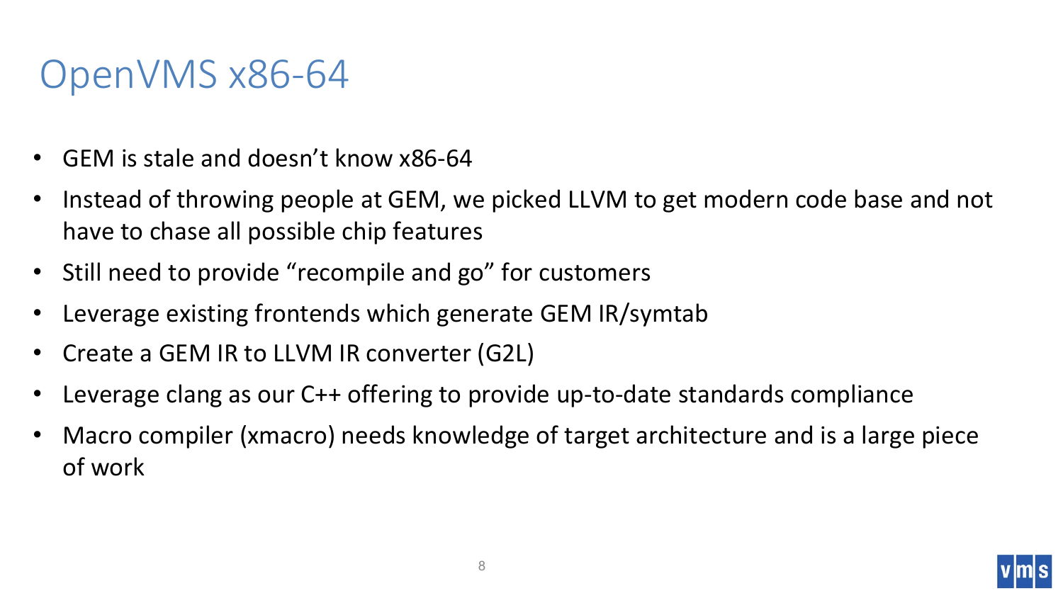# OpenVMS x86-64

- GEM is stale and doesn't know x86-64
- Instead of throwing people at GEM, we picked LLVM to get modern code base and not have to chase all possible chip features
- Still need to provide "recompile and go" for customers
- Leverage existing frontends which generate GEM IR/symtab
- Create a GEM IR to LLVM IR converter (G2L)
- Leverage clang as our C++ offering to provide up-to-date standards compliance
- Macro compiler (xmacro) needs knowledge of target architecture and is a large piece of work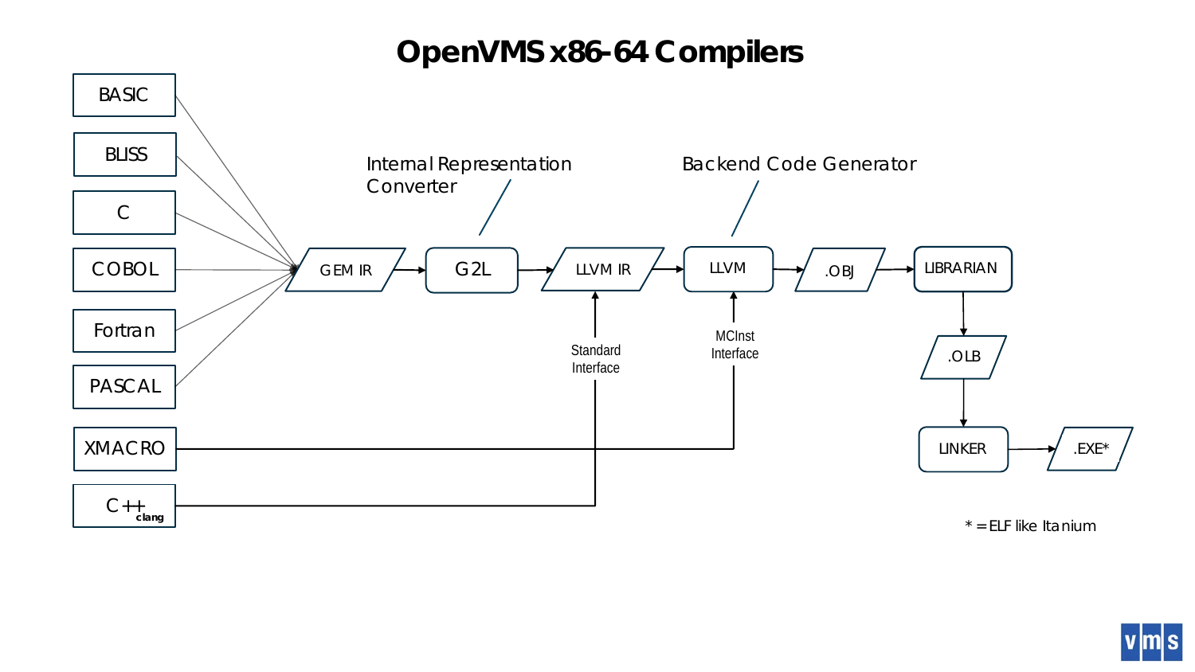# OpenVMS x86-64 Compilers

BASIC

BLISS

C

COBOL

Fortran

PASCAL

XMACRO

C++ clang

Internal Representation Converter

Backend Code Generator

GEM IR → G2L → LLVM IR → LLVM → .OBJ → LIBRARIAN → .OLB → LINKER → .EXE*

Standard Interface

MCInst Interface

* = ELF like Itanium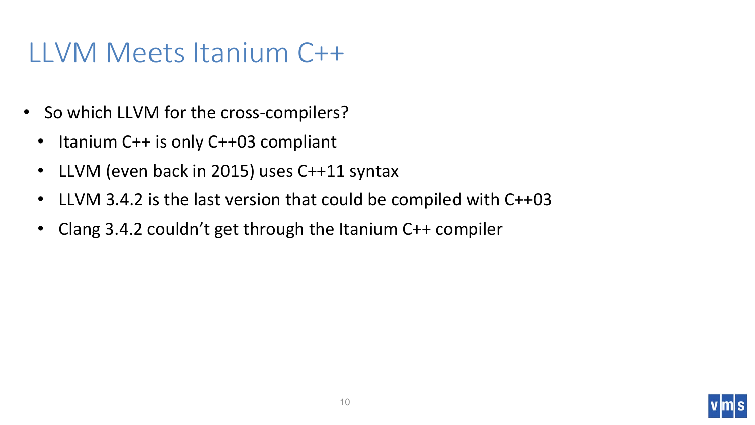# LLVM Meets Itanium C++

- So which LLVM for the cross-compilers?
  - Itanium C++ is only C++03 compliant
  - LLVM (even back in 2015) uses C++11 syntax
  - LLVM 3.4.2 is the last version that could be compiled with C++03
  - Clang 3.4.2 couldn't get through the Itanium C++ compiler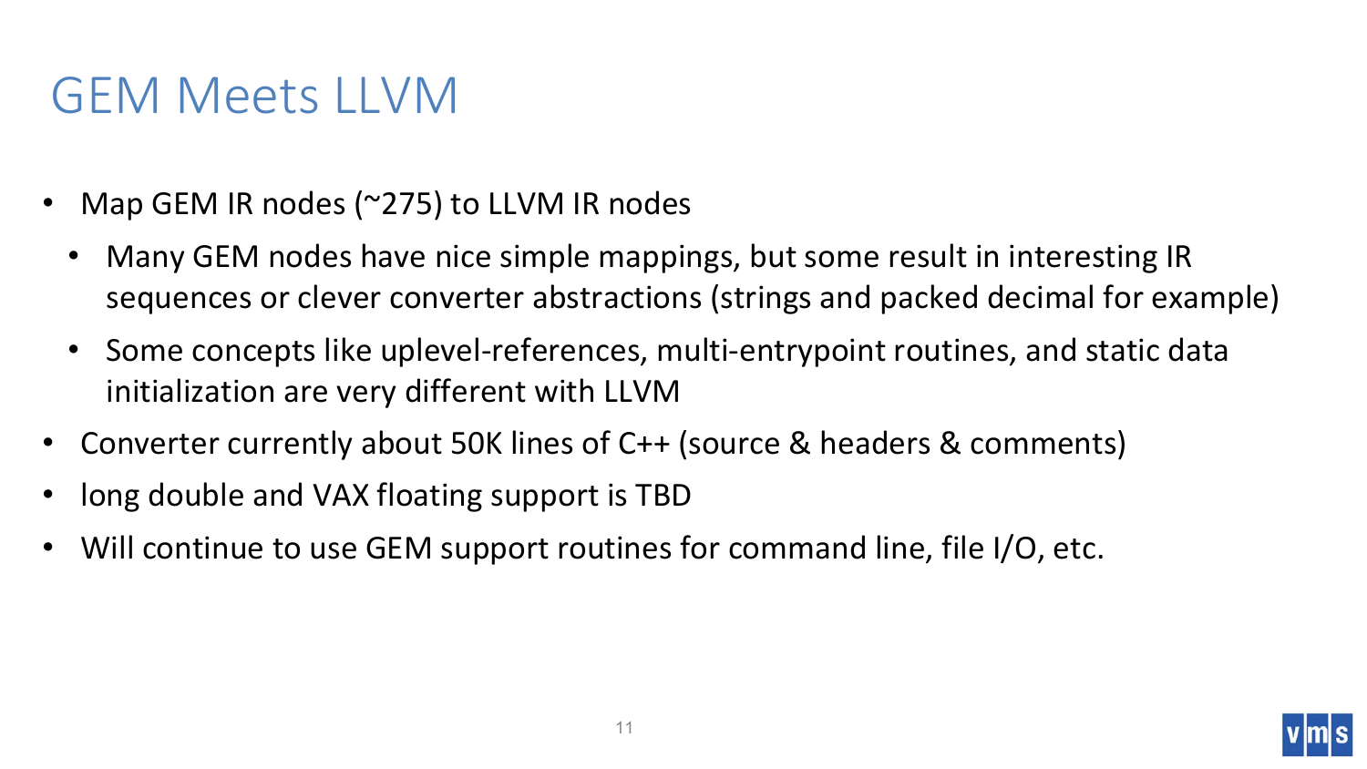# GEM Meets LLVM

- Map GEM IR nodes (~275) to LLVM IR nodes
  - Many GEM nodes have nice simple mappings, but some result in interesting IR sequences or clever converter abstractions (strings and packed decimal for example)
  - Some concepts like uplevel-references, multi-entrypoint routines, and static data initialization are very different with LLVM
- Converter currently about 50K lines of C++ (source & headers & comments)
- long double and VAX floating support is TBD
- Will continue to use GEM support routines for command line, file I/O, etc.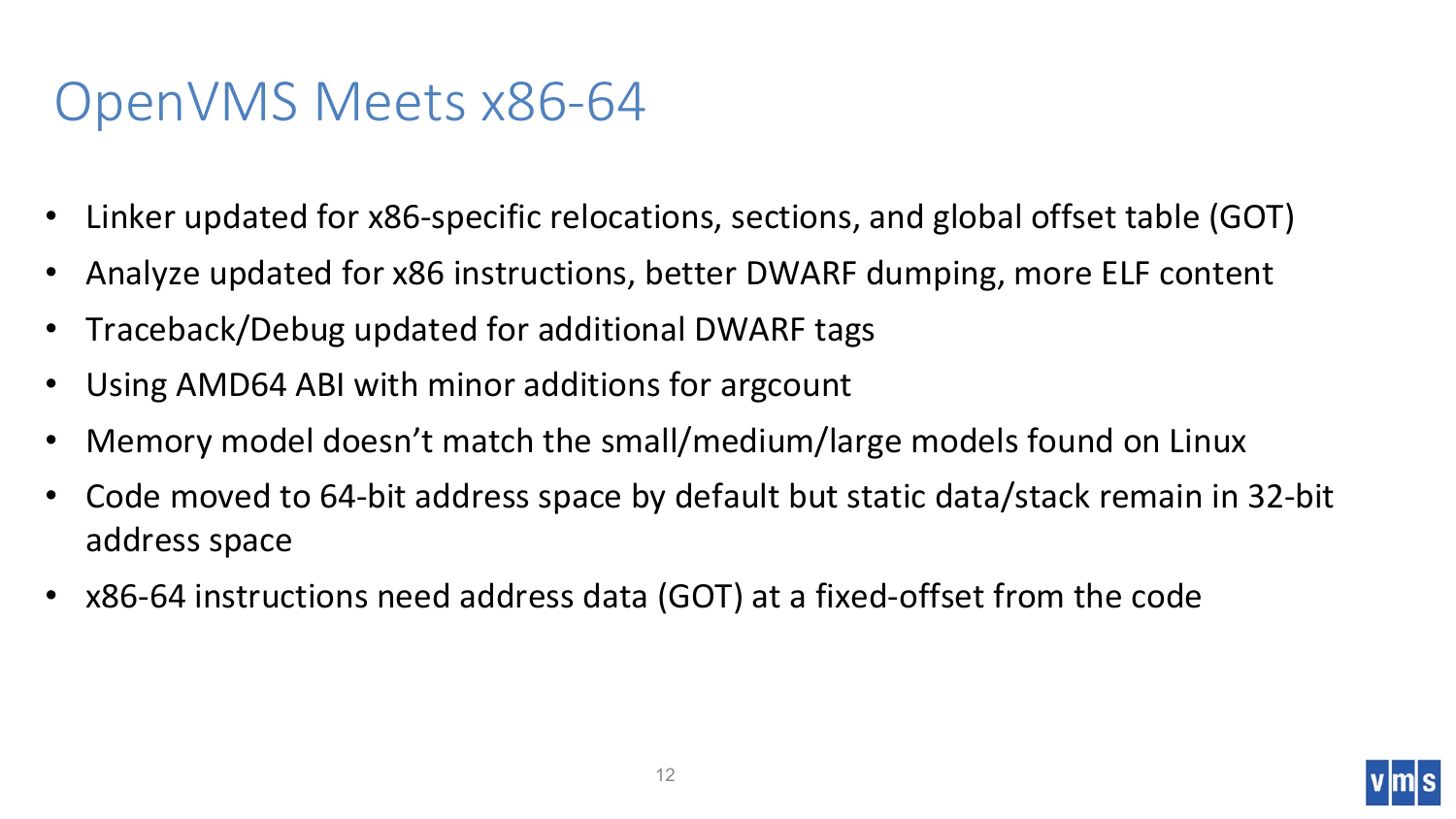# OpenVMS Meets x86-64

- Linker updated for x86-specific relocations, sections, and global offset table (GOT)
- Analyze updated for x86 instructions, better DWARF dumping, more ELF content
- Traceback/Debug updated for additional DWARF tags
- Using AMD64 ABI with minor additions for argcount
- Memory model doesn't match the small/medium/large models found on Linux
- Code moved to 64-bit address space by default but static data/stack remain in 32-bit address space
- x86-64 instructions need address data (GOT) at a fixed-offset from the code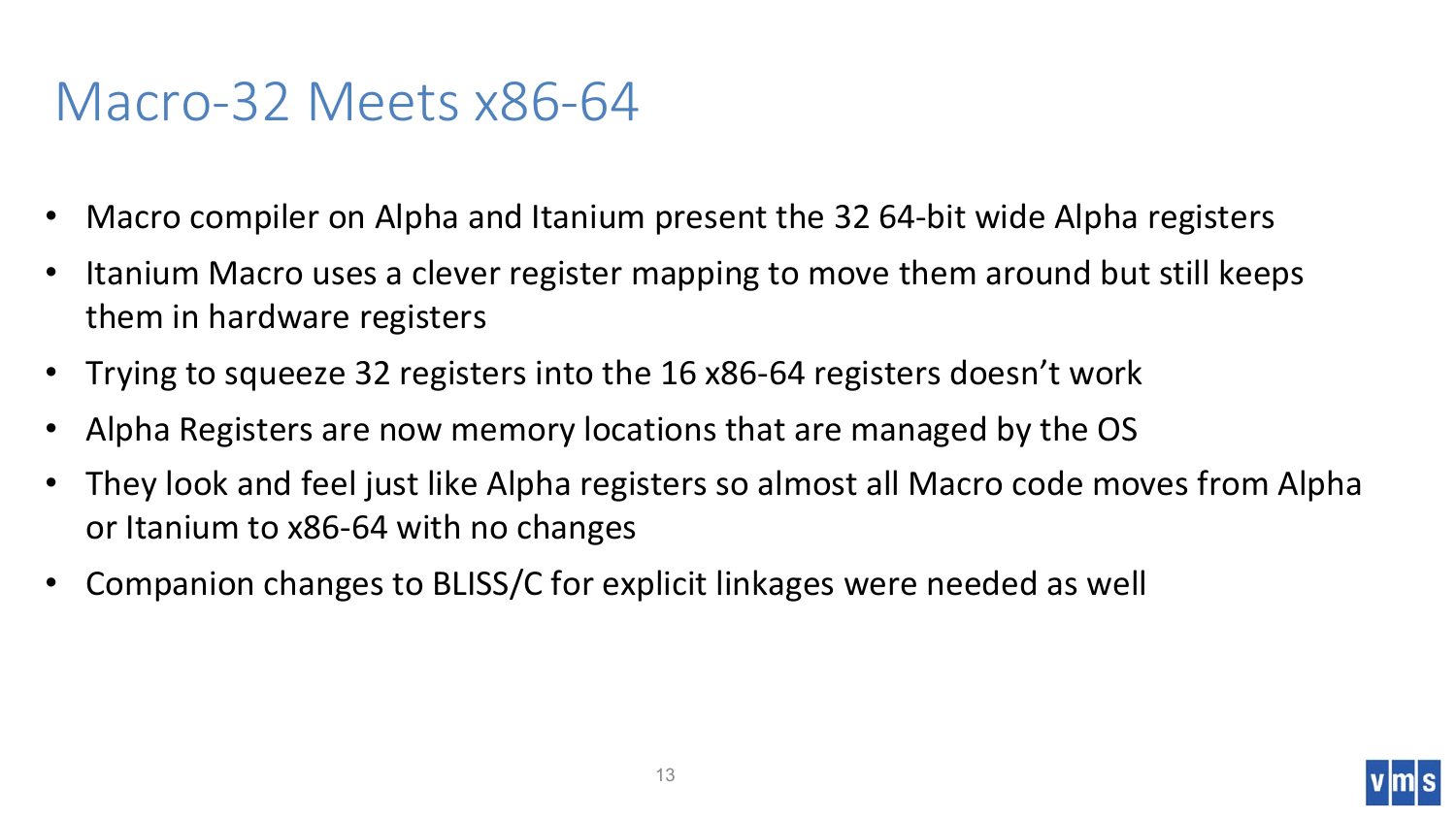# Macro-32 Meets x86-64

- Macro compiler on Alpha and Itanium present the 32 64-bit wide Alpha registers
- Itanium Macro uses a clever register mapping to move them around but still keeps them in hardware registers
- Trying to squeeze 32 registers into the 16 x86-64 registers doesn't work
- Alpha Registers are now memory locations that are managed by the OS
- They look and feel just like Alpha registers so almost all Macro code moves from Alpha or Itanium to x86-64 with no changes
- Companion changes to BLISS/C for explicit linkages were needed as well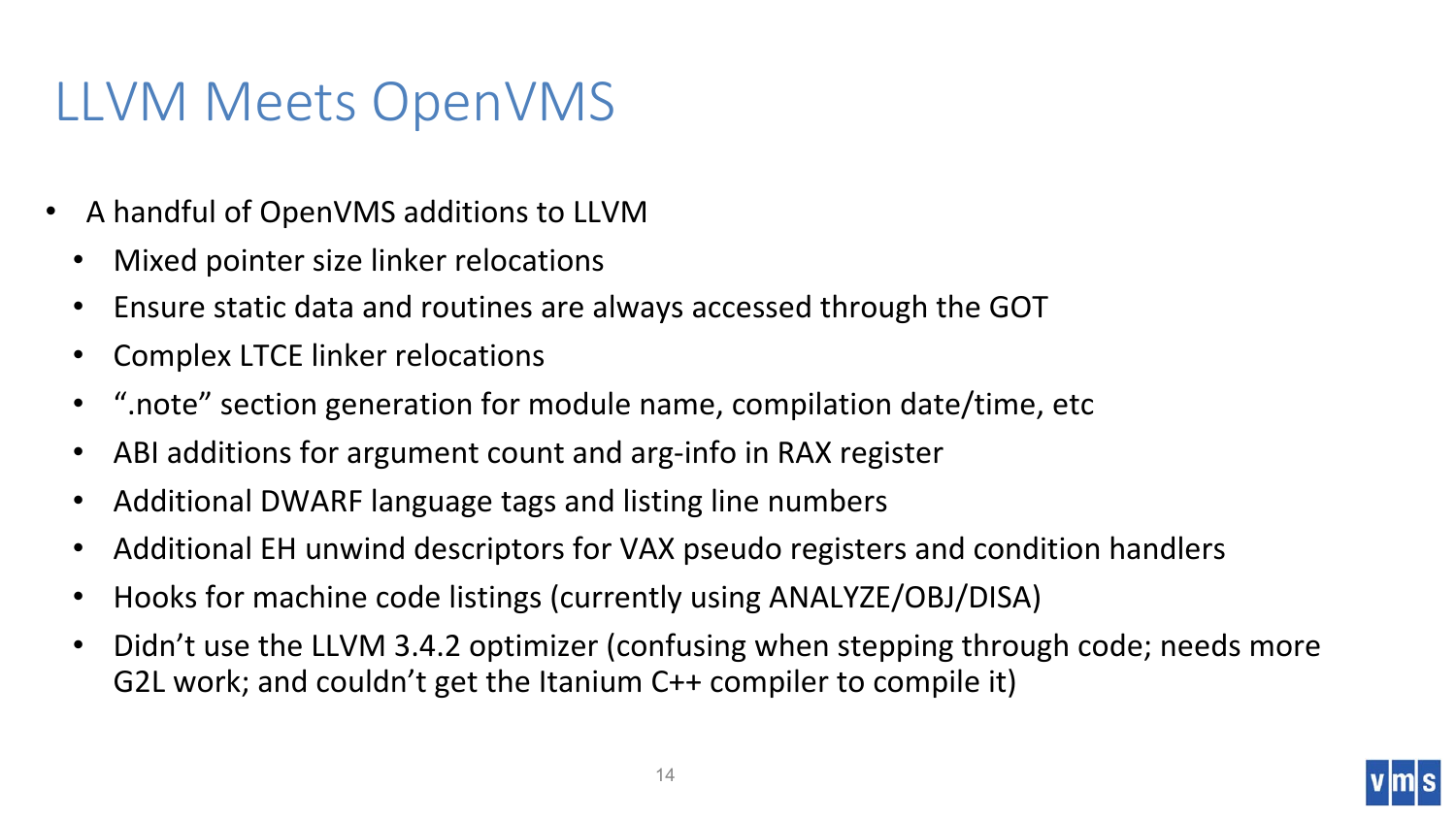# LLVM Meets OpenVMS

- A handful of OpenVMS additions to LLVM
  - Mixed pointer size linker relocations
  - Ensure static data and routines are always accessed through the GOT
  - Complex LTCE linker relocations
  - ".note" section generation for module name, compilation date/time, etc
  - ABI additions for argument count and arg-info in RAX register
  - Additional DWARF language tags and listing line numbers
  - Additional EH unwind descriptors for VAX pseudo registers and condition handlers
  - Hooks for machine code listings (currently using ANALYZE/OBJ/DISA)
  - Didn't use the LLVM 3.4.2 optimizer (confusing when stepping through code; needs more G2L work; and couldn't get the Itanium C++ compiler to compile it)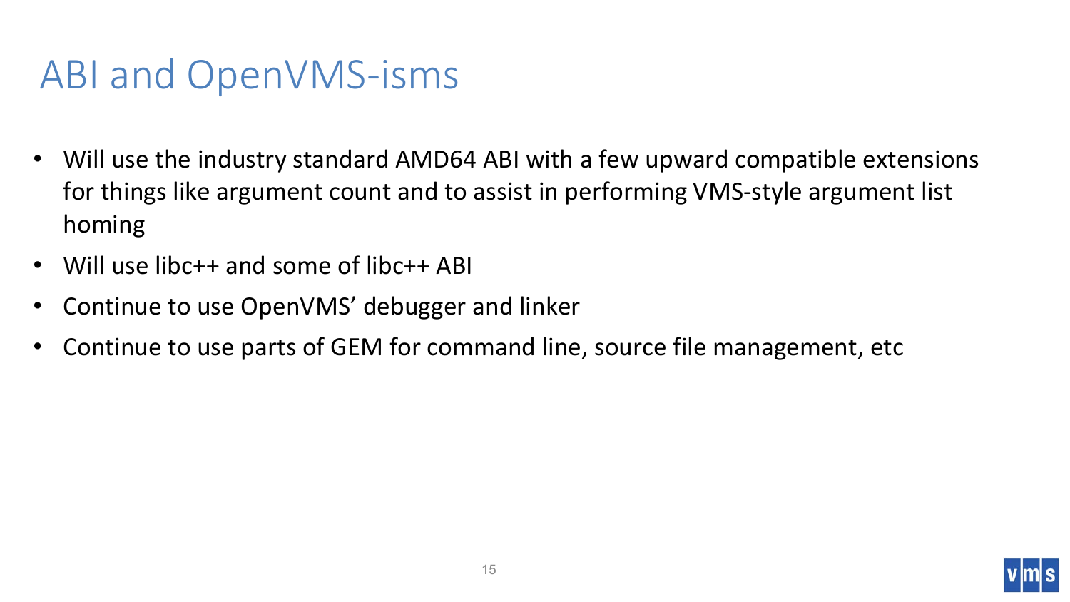# ABI and OpenVMS-isms

- Will use the industry standard AMD64 ABI with a few upward compatible extensions for things like argument count and to assist in performing VMS-style argument list homing
- Will use libc++ and some of libc++ ABI
- Continue to use OpenVMS' debugger and linker
- Continue to use parts of GEM for command line, source file management, etc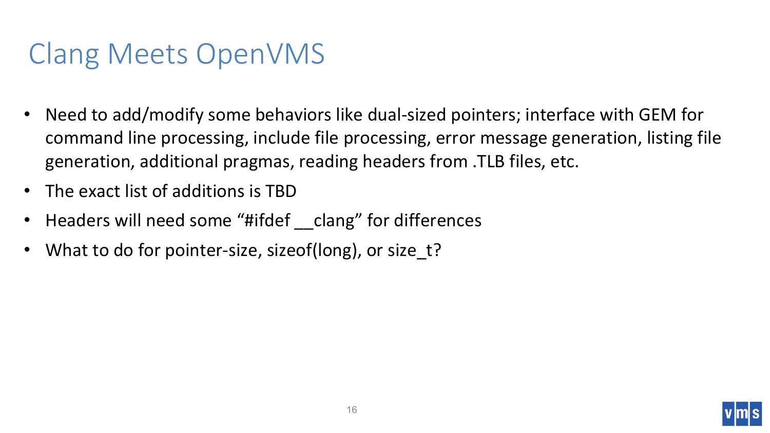# Clang Meets OpenVMS

- Need to add/modify some behaviors like dual-sized pointers; interface with GEM for command line processing, include file processing, error message generation, listing file generation, additional pragmas, reading headers from .TLB files, etc.
- The exact list of additions is TBD
- Headers will need some “#ifdef __clang” for differences
- What to do for pointer-size, sizeof(long), or size_t?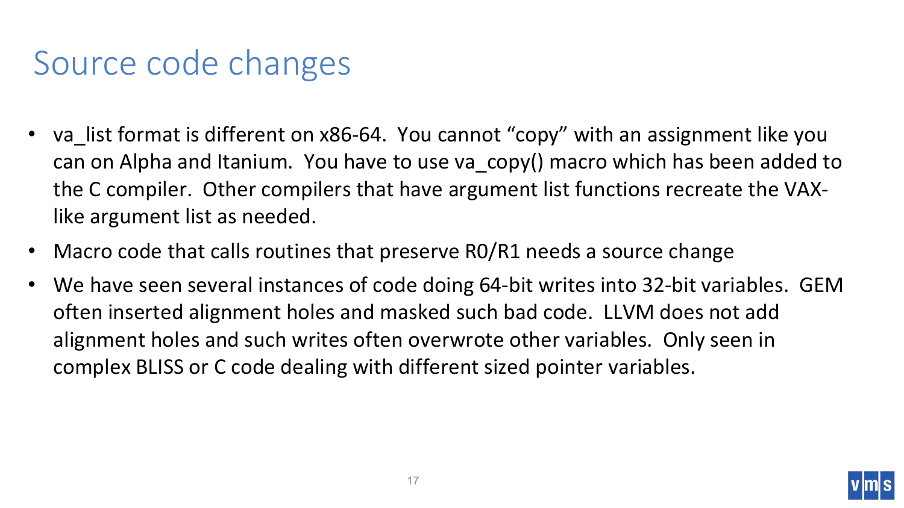# Source code changes

- va_list format is different on x86-64. You cannot "copy" with an assignment like you can on Alpha and Itanium. You have to use va_copy() macro which has been added to the C compiler. Other compilers that have argument list functions recreate the VAX-like argument list as needed.
- Macro code that calls routines that preserve R0/R1 needs a source change
- We have seen several instances of code doing 64-bit writes into 32-bit variables. GEM often inserted alignment holes and masked such bad code. LLVM does not add alignment holes and such writes often overwrote other variables. Only seen in complex BLISS or C code dealing with different sized pointer variables.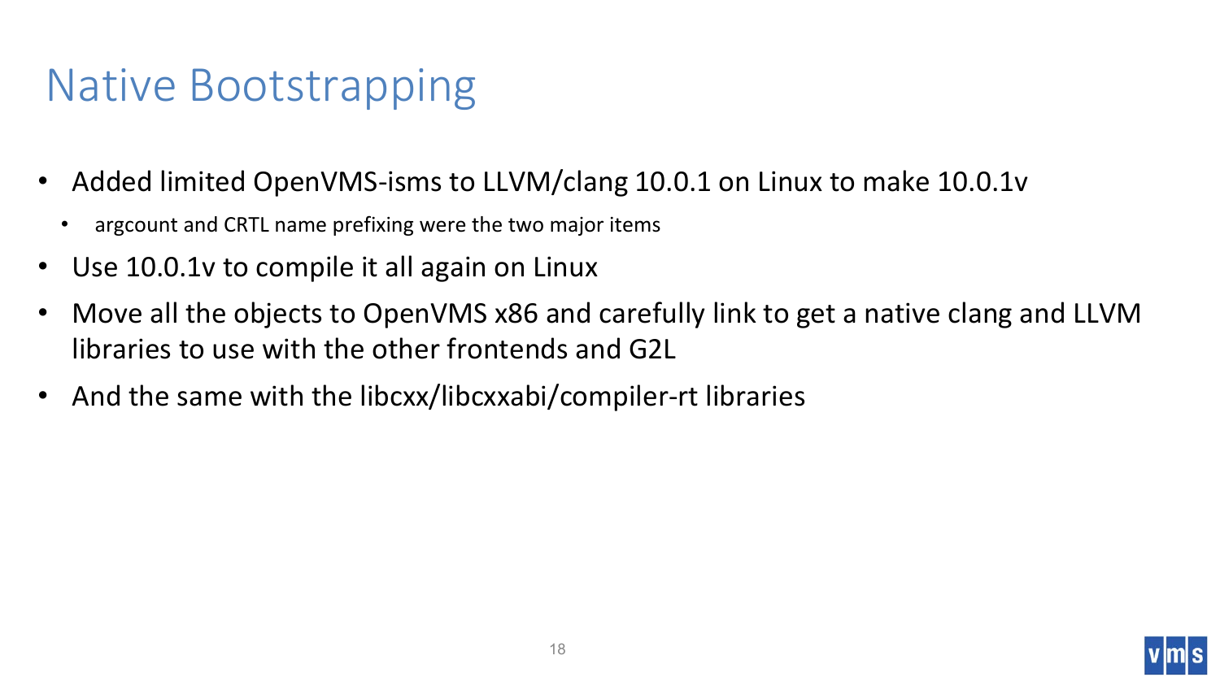# Native Bootstrapping

- Added limited OpenVMS-isms to LLVM/clang 10.0.1 on Linux to make 10.0.1v
  - argcount and CRTL name prefixing were the two major items
- Use 10.0.1v to compile it all again on Linux
- Move all the objects to OpenVMS x86 and carefully link to get a native clang and LLVM libraries to use with the other frontends and G2L
- And the same with the libcxx/libcxxabi/compiler-rt libraries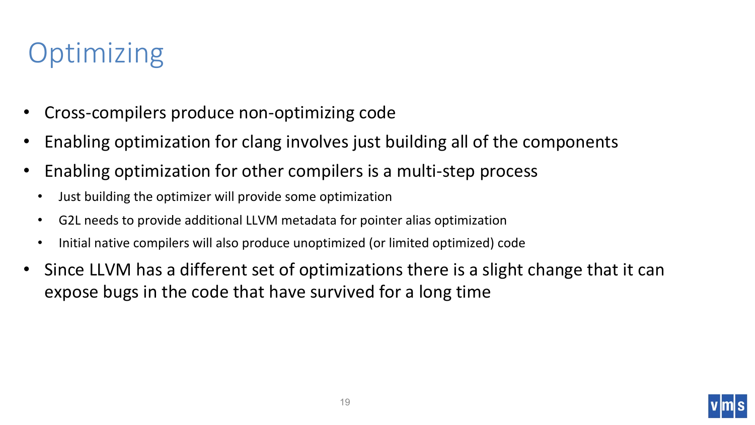# Optimizing

- Cross-compilers produce non-optimizing code
- Enabling optimization for clang involves just building all of the components
- Enabling optimization for other compilers is a multi-step process
  - Just building the optimizer will provide some optimization
  - G2L needs to provide additional LLVM metadata for pointer alias optimization
  - Initial native compilers will also produce unoptimized (or limited optimized) code
- Since LLVM has a different set of optimizations there is a slight change that it can expose bugs in the code that have survived for a long time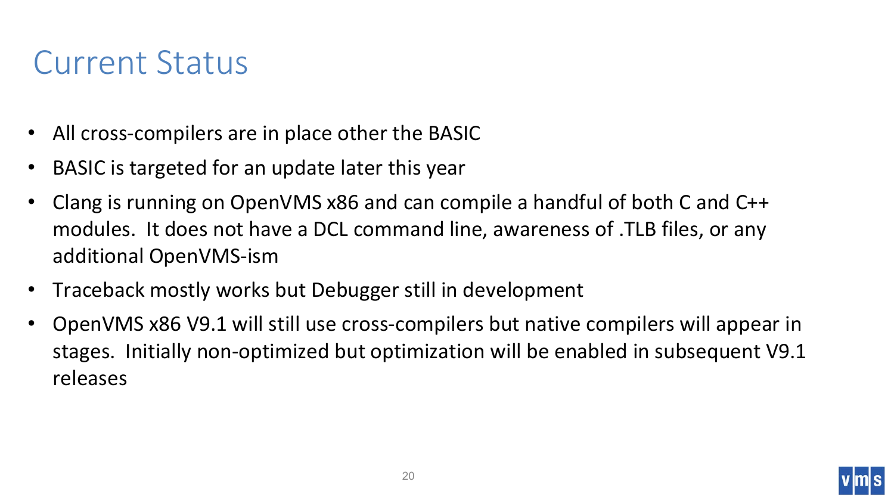# Current Status

- All cross-compilers are in place other the BASIC
- BASIC is targeted for an update later this year
- Clang is running on OpenVMS x86 and can compile a handful of both C and C++ modules. It does not have a DCL command line, awareness of .TLB files, or any additional OpenVMS-ism
- Traceback mostly works but Debugger still in development
- OpenVMS x86 V9.1 will still use cross-compilers but native compilers will appear in stages. Initially non-optimized but optimization will be enabled in subsequent V9.1 releases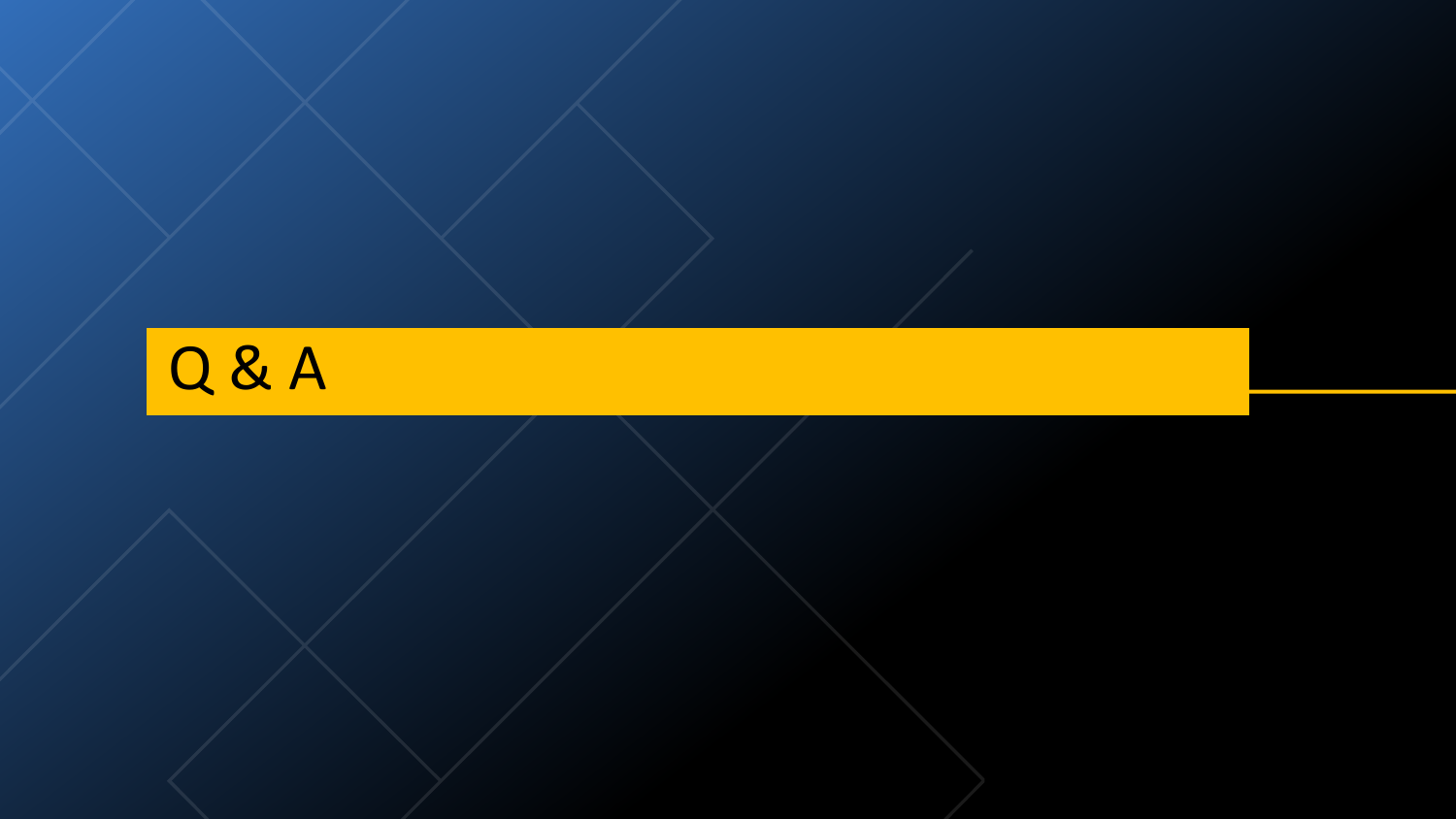# Q & A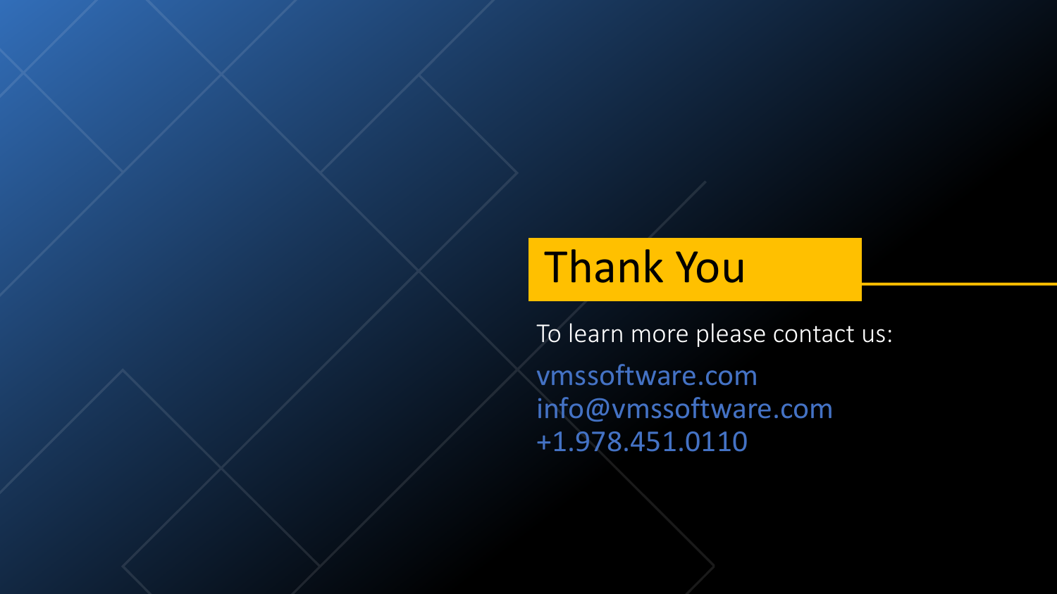# Thank You

To learn more please contact us:

vmssoftware.com
info@vmssoftware.com
+1.978.451.0110